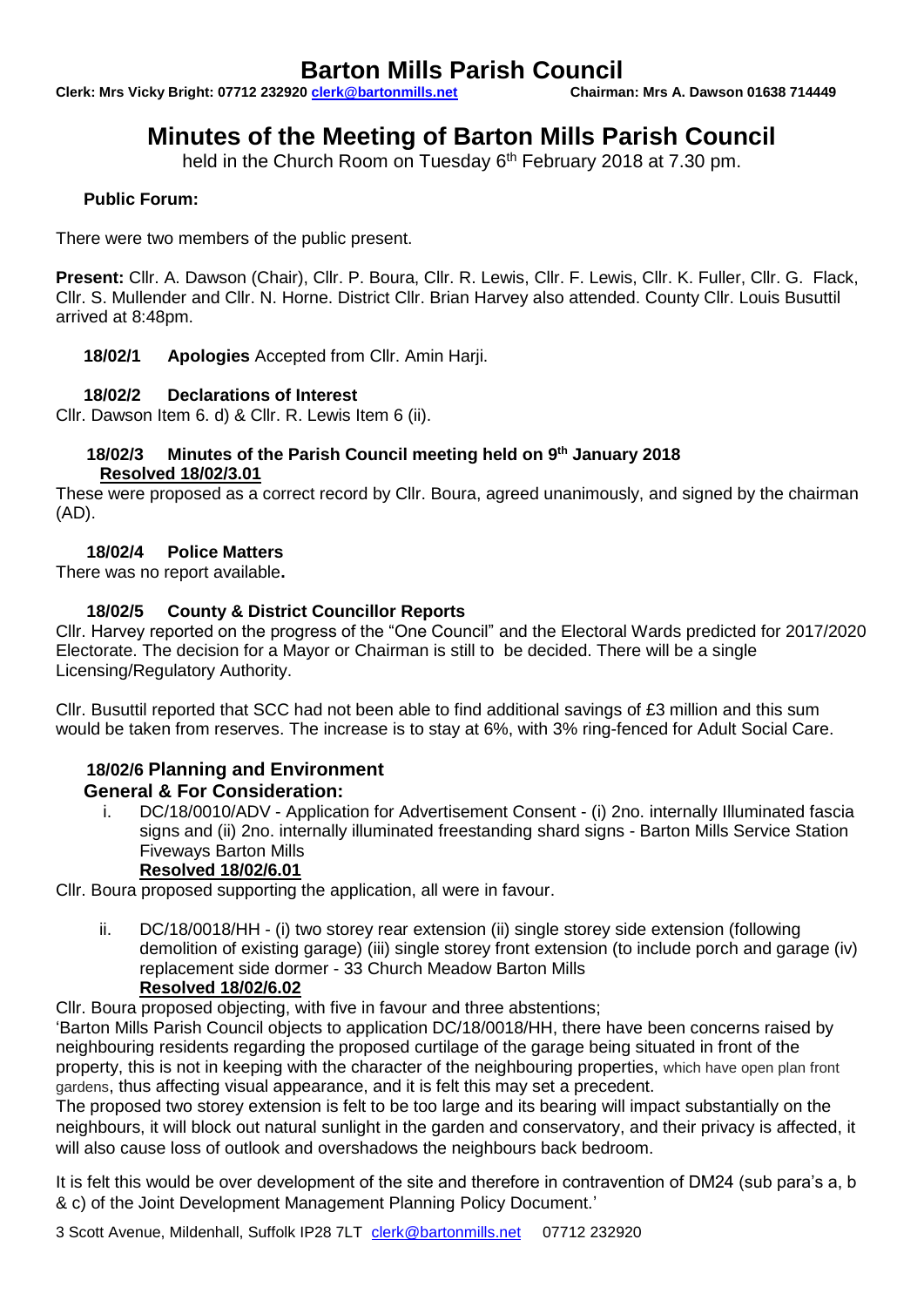# Barton Mills Parish Council

**Clerk: Mrs Vicky Bright: 07712 232920 clerk@bartonmills.net** **Chairman: Mrs A. Dawson 01638 714449**

## Minutes of the Meeting of Barton Mills Parish Council

held in the Church Room on Tuesday 6th February 2018 at 7.30 pm.

**Public Forum:**

There were two members of the public present.

**Present:** Cllr. A. Dawson (Chair), Cllr. P. Boura, Cllr. R. Lewis, Cllr. F. Lewis, Cllr. K. Fuller, Cllr. G. Flack, Cllr. S. Mullender and Cllr. N. Horne. District Cllr. Brian Harvey also attended. County Cllr. Louis Busuttil arrived at 8:48pm.

**18/02/1 Apologies** Accepted from Cllr. Amin Harji.

**18/02/2 Declarations of Interest**

Cllr. Dawson Item 6. d) & Cllr. R. Lewis Item 6 (ii).

**18/02/3 Minutes of the Parish Council meeting held on 9th January 2018**

**Resolved 18/02/3.01**

These were proposed as a correct record by Cllr. Boura, agreed unanimously, and signed by the chairman (AD).

**18/02/4 Police Matters**

There was no report available**.**

**18/02/5 County & District Councillor Reports**

Cllr. Harvey reported on the progress of the "One Council" and the Electoral Wards predicted for 2017/2020 Electorate. The decision for a Mayor or Chairman is still to be decided. There will be a single Licensing/Regulatory Authority.

Cllr. Busuttil reported that SCC had not been able to find additional savings of £3 million and this sum would be taken from reserves. The increase is to stay at 6%, with 3% ring-fenced for Adult Social Care.

**18/02/6 Planning and Environment**

**General & For Consideration:**

i. DC/18/0010/ADV - Application for Advertisement Consent - (i) 2no. internally Illuminated fascia signs and (ii) 2no. internally illuminated freestanding shard signs - Barton Mills Service Station Fiveways Barton Mills

**Resolved 18/02/6.01**

Cllr. Boura proposed supporting the application, all were in favour.

ii. DC/18/0018/HH - (i) two storey rear extension (ii) single storey side extension (following demolition of existing garage) (iii) single storey front extension (to include porch and garage (iv) replacement side dormer - 33 Church Meadow Barton Mills

**Resolved 18/02/6.02**

Cllr. Boura proposed objecting, with five in favour and three abstentions;

'Barton Mills Parish Council objects to application DC/18/0018/HH, there have been concerns raised by neighbouring residents regarding the proposed curtilage of the garage being situated in front of the property, this is not in keeping with the character of the neighbouring properties, which have open plan front gardens, thus affecting visual appearance, and it is felt this may set a precedent.

The proposed two storey extension is felt to be too large and its bearing will impact substantially on the neighbours, it will block out natural sunlight in the garden and conservatory, and their privacy is affected, it will also cause loss of outlook and overshadows the neighbours back bedroom.

It is felt this would be over development of the site and therefore in contravention of DM24 (sub para's a, b & c) of the Joint Development Management Planning Policy Document.'

3 Scott Avenue, Mildenhall, Suffolk IP28 7LT clerk@bartonmills.net 07712 232920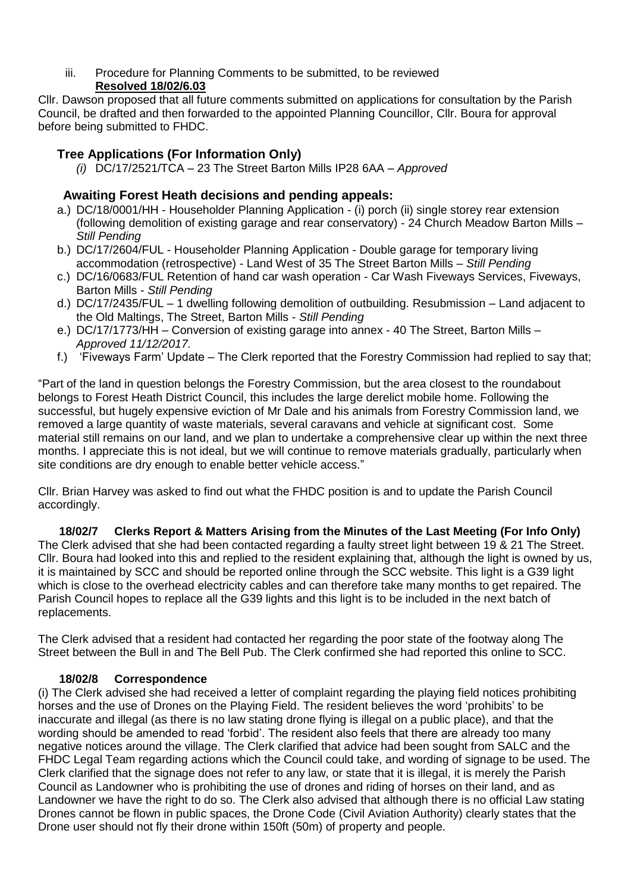iii. Procedure for Planning Comments to be submitted, to be reviewed
**Resolved 18/02/6.03**

Cllr. Dawson proposed that all future comments submitted on applications for consultation by the Parish Council, be drafted and then forwarded to the appointed Planning Councillor, Cllr. Boura for approval before being submitted to FHDC.

## Tree Applications (For Information Only)

*(i)* DC/17/2521/TCA – 23 The Street Barton Mills IP28 6AA – *Approved*

## Awaiting Forest Heath decisions and pending appeals:

a.) DC/18/0001/HH - Householder Planning Application - (i) porch (ii) single storey rear extension (following demolition of existing garage and rear conservatory) - 24 Church Meadow Barton Mills – *Still Pending*

b.) DC/17/2604/FUL - Householder Planning Application - Double garage for temporary living accommodation (retrospective) - Land West of 35 The Street Barton Mills – *Still Pending*

c.) DC/16/0683/FUL Retention of hand car wash operation - Car Wash Fiveways Services, Fiveways, Barton Mills - *Still Pending*

d.) DC/17/2435/FUL – 1 dwelling following demolition of outbuilding. Resubmission – Land adjacent to the Old Maltings, The Street, Barton Mills - *Still Pending*

e.) DC/17/1773/HH – Conversion of existing garage into annex - 40 The Street, Barton Mills – *Approved 11/12/2017.*

f.) 'Fiveways Farm' Update – The Clerk reported that the Forestry Commission had replied to say that;

"Part of the land in question belongs the Forestry Commission, but the area closest to the roundabout belongs to Forest Heath District Council, this includes the large derelict mobile home. Following the successful, but hugely expensive eviction of Mr Dale and his animals from Forestry Commission land, we removed a large quantity of waste materials, several caravans and vehicle at significant cost. Some material still remains on our land, and we plan to undertake a comprehensive clear up within the next three months. I appreciate this is not ideal, but we will continue to remove materials gradually, particularly when site conditions are dry enough to enable better vehicle access."

Cllr. Brian Harvey was asked to find out what the FHDC position is and to update the Parish Council accordingly.

### 18/02/7 Clerks Report & Matters Arising from the Minutes of the Last Meeting (For Info Only)

The Clerk advised that she had been contacted regarding a faulty street light between 19 & 21 The Street. Cllr. Boura had looked into this and replied to the resident explaining that, although the light is owned by us, it is maintained by SCC and should be reported online through the SCC website. This light is a G39 light which is close to the overhead electricity cables and can therefore take many months to get repaired. The Parish Council hopes to replace all the G39 lights and this light is to be included in the next batch of replacements.

The Clerk advised that a resident had contacted her regarding the poor state of the footway along The Street between the Bull in and The Bell Pub. The Clerk confirmed she had reported this online to SCC.

### 18/02/8 Correspondence

(i) The Clerk advised she had received a letter of complaint regarding the playing field notices prohibiting horses and the use of Drones on the Playing Field. The resident believes the word 'prohibits' to be inaccurate and illegal (as there is no law stating drone flying is illegal on a public place), and that the wording should be amended to read 'forbid'. The resident also feels that there are already too many negative notices around the village. The Clerk clarified that advice had been sought from SALC and the FHDC Legal Team regarding actions which the Council could take, and wording of signage to be used. The Clerk clarified that the signage does not refer to any law, or state that it is illegal, it is merely the Parish Council as Landowner who is prohibiting the use of drones and riding of horses on their land, and as Landowner we have the right to do so. The Clerk also advised that although there is no official Law stating Drones cannot be flown in public spaces, the Drone Code (Civil Aviation Authority) clearly states that the Drone user should not fly their drone within 150ft (50m) of property and people.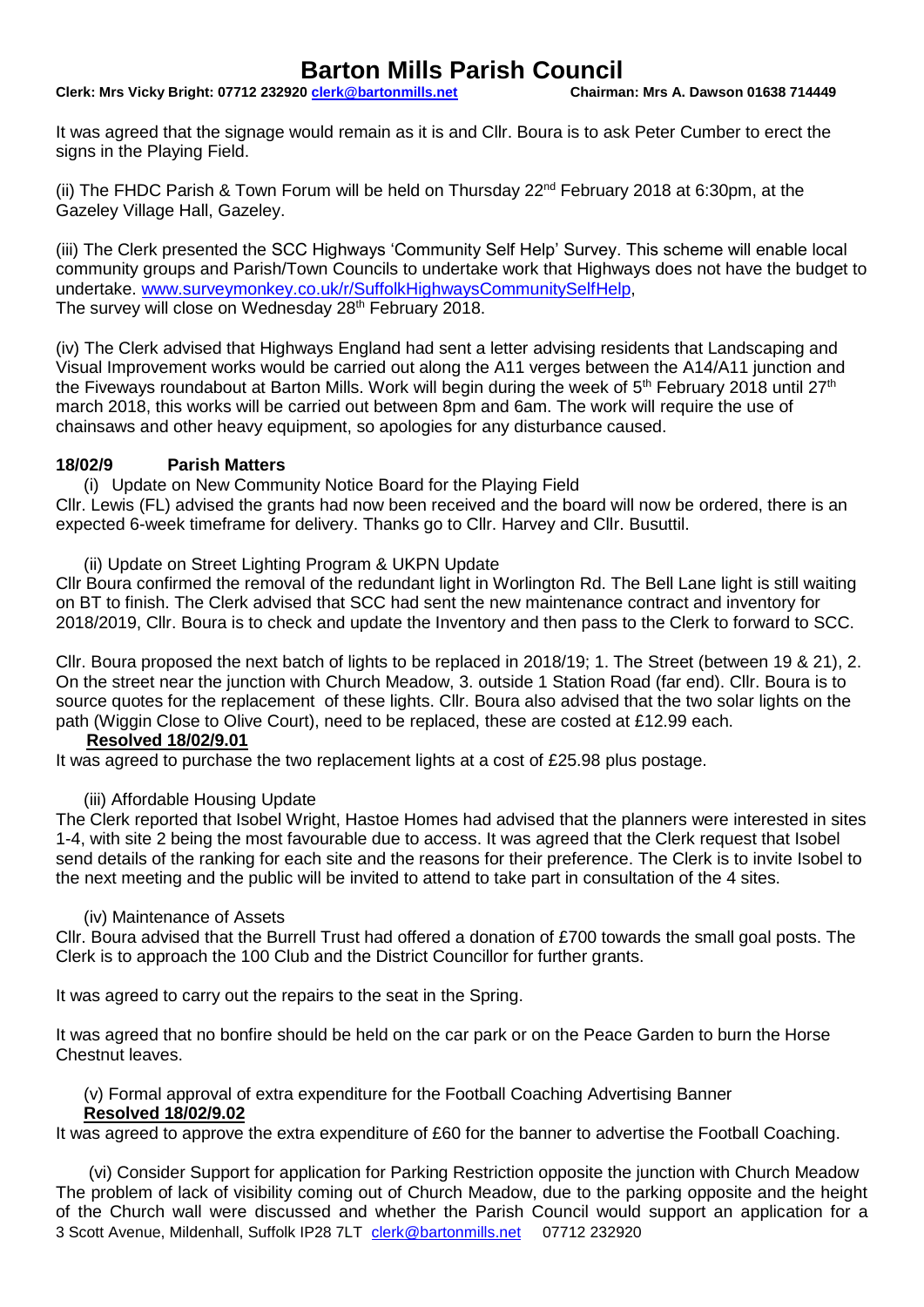It was agreed that the signage would remain as it is and Cllr. Boura is to ask Peter Cumber to erect the signs in the Playing Field.

(ii) The FHDC Parish & Town Forum will be held on Thursday 22nd February 2018 at 6:30pm, at the Gazeley Village Hall, Gazeley.

(iii) The Clerk presented the SCC Highways 'Community Self Help' Survey. This scheme will enable local community groups and Parish/Town Councils to undertake work that Highways does not have the budget to undertake. www.surveymonkey.co.uk/r/SuffolkHighwaysCommunitySelfHelp, The survey will close on Wednesday 28th February 2018.

(iv) The Clerk advised that Highways England had sent a letter advising residents that Landscaping and Visual Improvement works would be carried out along the A11 verges between the A14/A11 junction and the Fiveways roundabout at Barton Mills. Work will begin during the week of 5th February 2018 until 27th march 2018, this works will be carried out between 8pm and 6am. The work will require the use of chainsaws and other heavy equipment, so apologies for any disturbance caused.

### 18/02/9 Parish Matters

(i) Update on New Community Notice Board for the Playing Field

Cllr. Lewis (FL) advised the grants had now been received and the board will now be ordered, there is an expected 6-week timeframe for delivery. Thanks go to Cllr. Harvey and Cllr. Busuttil.

(ii) Update on Street Lighting Program & UKPN Update

Cllr Boura confirmed the removal of the redundant light in Worlington Rd. The Bell Lane light is still waiting on BT to finish. The Clerk advised that SCC had sent the new maintenance contract and inventory for 2018/2019, Cllr. Boura is to check and update the Inventory and then pass to the Clerk to forward to SCC.

Cllr. Boura proposed the next batch of lights to be replaced in 2018/19; 1. The Street (between 19 & 21), 2. On the street near the junction with Church Meadow, 3. outside 1 Station Road (far end). Cllr. Boura is to source quotes for the replacement of these lights. Cllr. Boura also advised that the two solar lights on the path (Wiggin Close to Olive Court), need to be replaced, these are costed at £12.99 each.

**Resolved 18/02/9.01**

It was agreed to purchase the two replacement lights at a cost of £25.98 plus postage.

(iii) Affordable Housing Update

The Clerk reported that Isobel Wright, Hastoe Homes had advised that the planners were interested in sites 1-4, with site 2 being the most favourable due to access. It was agreed that the Clerk request that Isobel send details of the ranking for each site and the reasons for their preference. The Clerk is to invite Isobel to the next meeting and the public will be invited to attend to take part in consultation of the 4 sites.

(iv) Maintenance of Assets

Cllr. Boura advised that the Burrell Trust had offered a donation of £700 towards the small goal posts. The Clerk is to approach the 100 Club and the District Councillor for further grants.

It was agreed to carry out the repairs to the seat in the Spring.

It was agreed that no bonfire should be held on the car park or on the Peace Garden to burn the Horse Chestnut leaves.

(v) Formal approval of extra expenditure for the Football Coaching Advertising Banner

**Resolved 18/02/9.02**

It was agreed to approve the extra expenditure of £60 for the banner to advertise the Football Coaching.

(vi) Consider Support for application for Parking Restriction opposite the junction with Church Meadow

The problem of lack of visibility coming out of Church Meadow, due to the parking opposite and the height of the Church wall were discussed and whether the Parish Council would support an application for a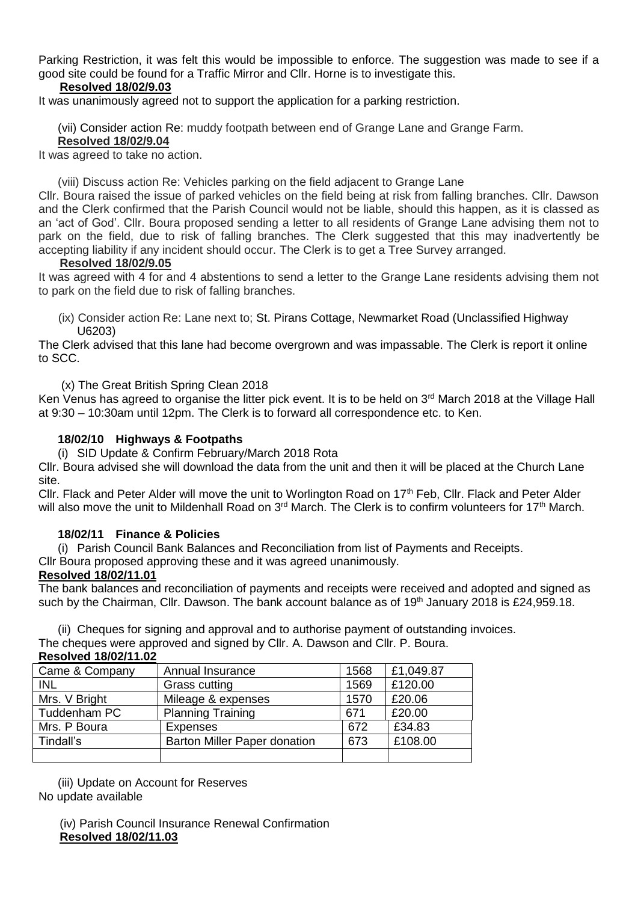Parking Restriction, it was felt this would be impossible to enforce. The suggestion was made to see if a good site could be found for a Traffic Mirror and Cllr. Horne is to investigate this.

**Resolved 18/02/9.03**

It was unanimously agreed not to support the application for a parking restriction.

(vii) Consider action Re: muddy footpath between end of Grange Lane and Grange Farm.

**Resolved 18/02/9.04**

It was agreed to take no action.

(viii) Discuss action Re: Vehicles parking on the field adjacent to Grange Lane

Cllr. Boura raised the issue of parked vehicles on the field being at risk from falling branches. Cllr. Dawson and the Clerk confirmed that the Parish Council would not be liable, should this happen, as it is classed as an 'act of God'. Cllr. Boura proposed sending a letter to all residents of Grange Lane advising them not to park on the field, due to risk of falling branches. The Clerk suggested that this may inadvertently be accepting liability if any incident should occur. The Clerk is to get a Tree Survey arranged.

**Resolved 18/02/9.05**

It was agreed with 4 for and 4 abstentions to send a letter to the Grange Lane residents advising them not to park on the field due to risk of falling branches.

(ix) Consider action Re: Lane next to; St. Pirans Cottage, Newmarket Road (Unclassified Highway U6203)

The Clerk advised that this lane had become overgrown and was impassable. The Clerk is report it online to SCC.

(x) The Great British Spring Clean 2018

Ken Venus has agreed to organise the litter pick event. It is to be held on 3rd March 2018 at the Village Hall at 9:30 – 10:30am until 12pm. The Clerk is to forward all correspondence etc. to Ken.

### 18/02/10 Highways & Footpaths

(i) SID Update & Confirm February/March 2018 Rota

Cllr. Boura advised she will download the data from the unit and then it will be placed at the Church Lane site.

Cllr. Flack and Peter Alder will move the unit to Worlington Road on 17th Feb, Cllr. Flack and Peter Alder will also move the unit to Mildenhall Road on 3rd March. The Clerk is to confirm volunteers for 17th March.

### 18/02/11 Finance & Policies

(i) Parish Council Bank Balances and Reconciliation from list of Payments and Receipts.

Cllr Boura proposed approving these and it was agreed unanimously.

**Resolved 18/02/11.01**

The bank balances and reconciliation of payments and receipts were received and adopted and signed as such by the Chairman, Cllr. Dawson. The bank account balance as of 19th January 2018 is £24,959.18.

(ii) Cheques for signing and approval and to authorise payment of outstanding invoices.

The cheques were approved and signed by Cllr. A. Dawson and Cllr. P. Boura.

**Resolved 18/02/11.02**

| Came & Company | Annual Insurance | 1568 | £1,049.87 |
|---|---|---|---|
| INL | Grass cutting | 1569 | £120.00 |
| Mrs. V Bright | Mileage & expenses | 1570 | £20.06 |
| Tuddenham PC | Planning Training | 671 | £20.00 |
| Mrs. P Boura | Expenses | 672 | £34.83 |
| Tindall's | Barton Miller Paper donation | 673 | £108.00 |
| | | | |

(iii) Update on Account for Reserves

No update available

(iv) Parish Council Insurance Renewal Confirmation

**Resolved 18/02/11.03**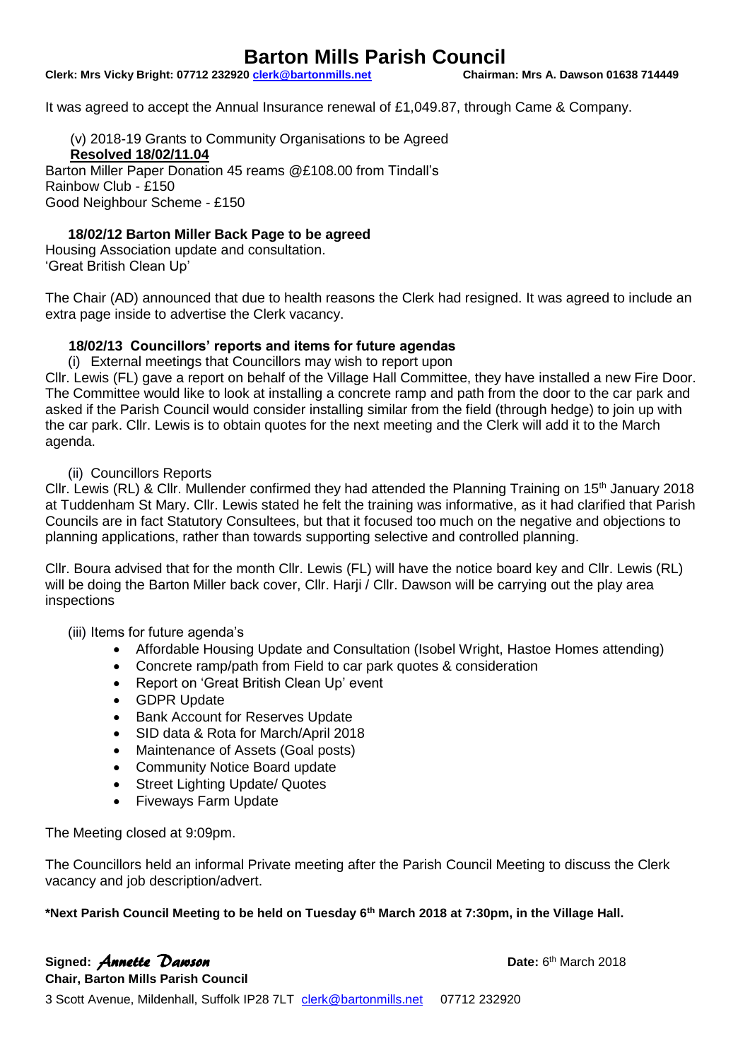It was agreed to accept the Annual Insurance renewal of £1,049.87, through Came & Company.

(v) 2018-19 Grants to Community Organisations to be Agreed

**Resolved 18/02/11.04**

Barton Miller Paper Donation 45 reams @£108.00 from Tindall's
Rainbow Club - £150
Good Neighbour Scheme - £150

**18/02/12 Barton Miller Back Page to be agreed**

Housing Association update and consultation.
'Great British Clean Up'

The Chair (AD) announced that due to health reasons the Clerk had resigned. It was agreed to include an extra page inside to advertise the Clerk vacancy.

**18/02/13 Councillors' reports and items for future agendas**

(i) External meetings that Councillors may wish to report upon

Cllr. Lewis (FL) gave a report on behalf of the Village Hall Committee, they have installed a new Fire Door. The Committee would like to look at installing a concrete ramp and path from the door to the car park and asked if the Parish Council would consider installing similar from the field (through hedge) to join up with the car park. Cllr. Lewis is to obtain quotes for the next meeting and the Clerk will add it to the March agenda.

(ii) Councillors Reports

Cllr. Lewis (RL) & Cllr. Mullender confirmed they had attended the Planning Training on 15th January 2018 at Tuddenham St Mary. Cllr. Lewis stated he felt the training was informative, as it had clarified that Parish Councils are in fact Statutory Consultees, but that it focused too much on the negative and objections to planning applications, rather than towards supporting selective and controlled planning.

Cllr. Boura advised that for the month Cllr. Lewis (FL) will have the notice board key and Cllr. Lewis (RL) will be doing the Barton Miller back cover, Cllr. Harji / Cllr. Dawson will be carrying out the play area inspections

(iii) Items for future agenda's

- Affordable Housing Update and Consultation (Isobel Wright, Hastoe Homes attending)
- Concrete ramp/path from Field to car park quotes & consideration
- Report on 'Great British Clean Up' event
- GDPR Update
- Bank Account for Reserves Update
- SID data & Rota for March/April 2018
- Maintenance of Assets (Goal posts)
- Community Notice Board update
- Street Lighting Update/ Quotes
- Fiveways Farm Update

The Meeting closed at 9:09pm.

The Councillors held an informal Private meeting after the Parish Council Meeting to discuss the Clerk vacancy and job description/advert.

**\*Next Parish Council Meeting to be held on Tuesday 6th March 2018 at 7:30pm, in the Village Hall.**

**Signed:** *Annette Dawson* **Date:** 6th March 2018

**Chair, Barton Mills Parish Council**

3 Scott Avenue, Mildenhall, Suffolk IP28 7LT clerk@bartonmills.net 07712 232920